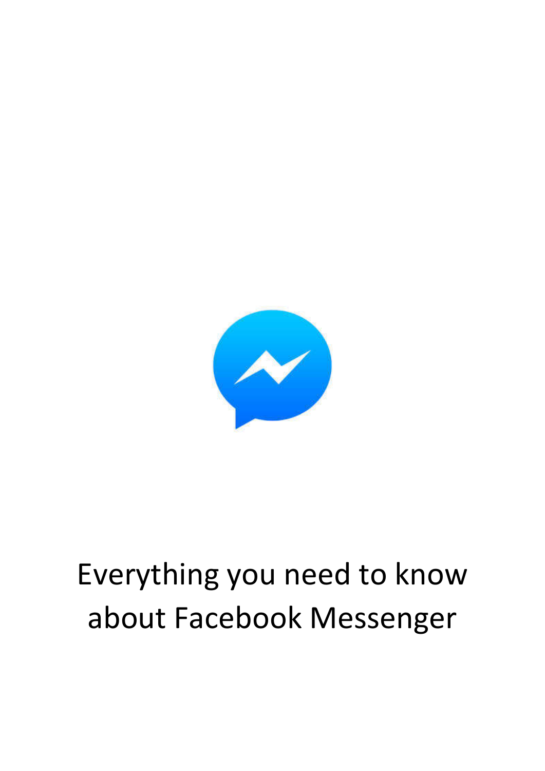# Everything you need to know about Facebook Messenger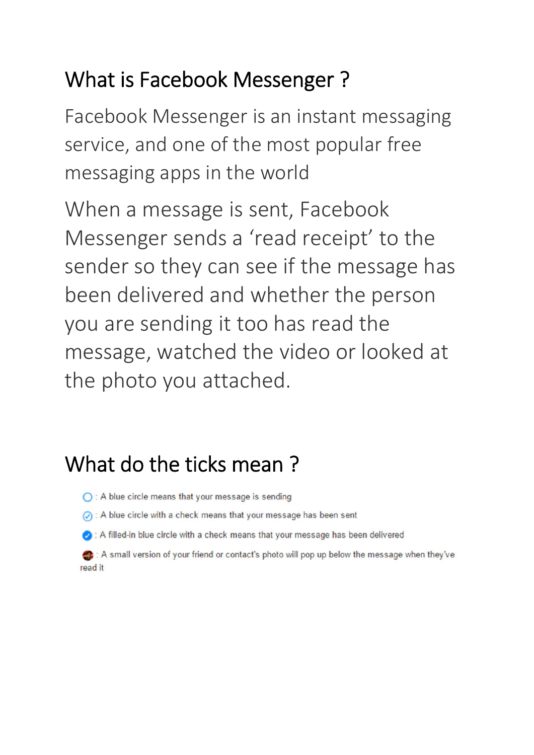## What is Facebook Messenger ?

Facebook Messenger is an instant messaging service, and one of the most popular free messaging apps in the world

When a message is sent, Facebook Messenger sends a 'read receipt' to the sender so they can see if the message has been delivered and whether the person you are sending it too has read the message, watched the video or looked at the photo you attached.

## What do the ticks mean ?

- : A blue circle means that your message is sending
- : A blue circle with a check means that your message has been sent
- : A filled-in blue circle with a check means that your message has been delivered
- : A small version of your friend or contact's photo will pop up below the message when they've read it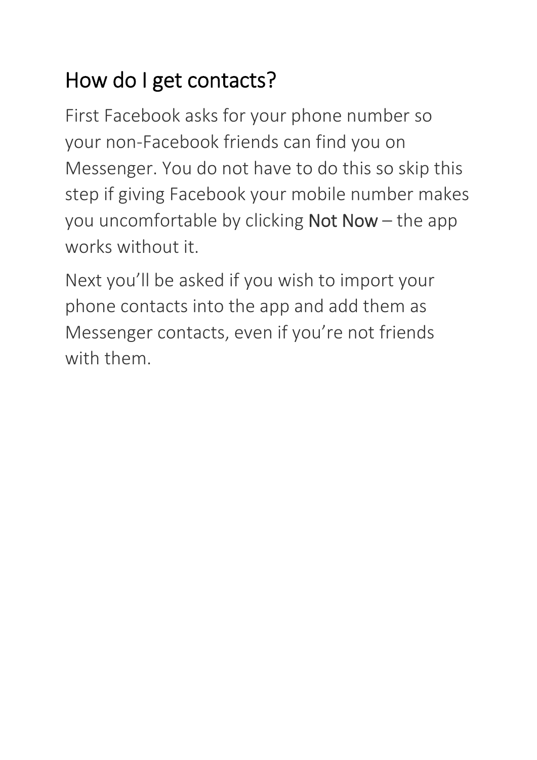## How do I get contacts?

First Facebook asks for your phone number so your non-Facebook friends can find you on Messenger. You do not have to do this so skip this step if giving Facebook your mobile number makes you uncomfortable by clicking **Not Now** – the app works without it.

Next you'll be asked if you wish to import your phone contacts into the app and add them as Messenger contacts, even if you're not friends with them.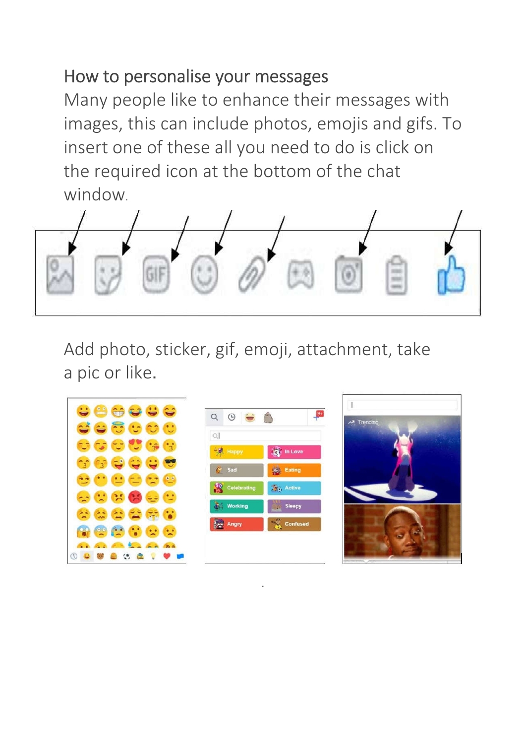## How to personalise your messages

Many people like to enhance their messages with images, this can include photos, emojis and gifs. To insert one of these all you need to do is click on the required icon at the bottom of the chat window.

Add photo, sticker, gif, emoji, attachment, take a pic or like.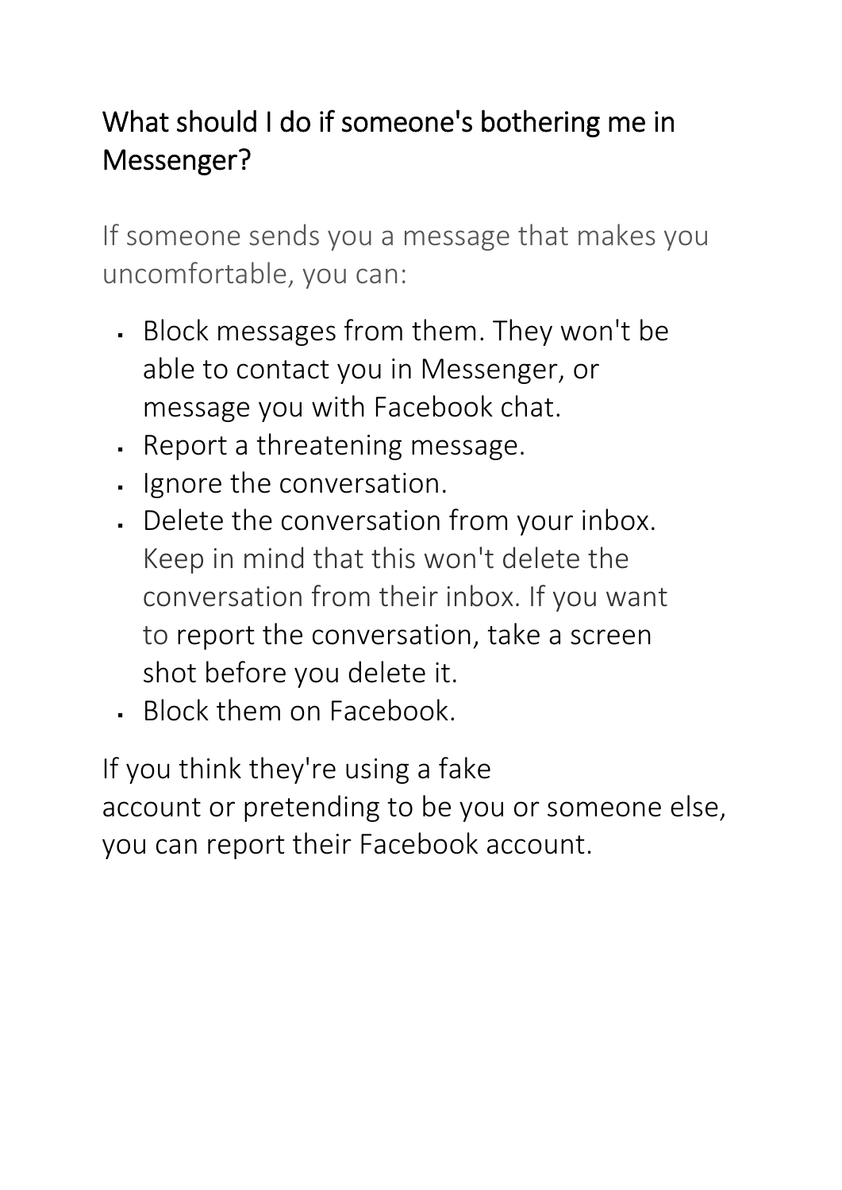## What should I do if someone's bothering me in Messenger?

If someone sends you a message that makes you uncomfortable, you can:

- Block messages from them. They won't be able to contact you in Messenger, or message you with Facebook chat.
- Report a threatening message.
- Ignore the conversation.
- Delete the conversation from your inbox. Keep in mind that this won't delete the conversation from their inbox. If you want to report the conversation, take a screen shot before you delete it.
- Block them on Facebook.

If you think they're using a fake account or pretending to be you or someone else, you can report their Facebook account.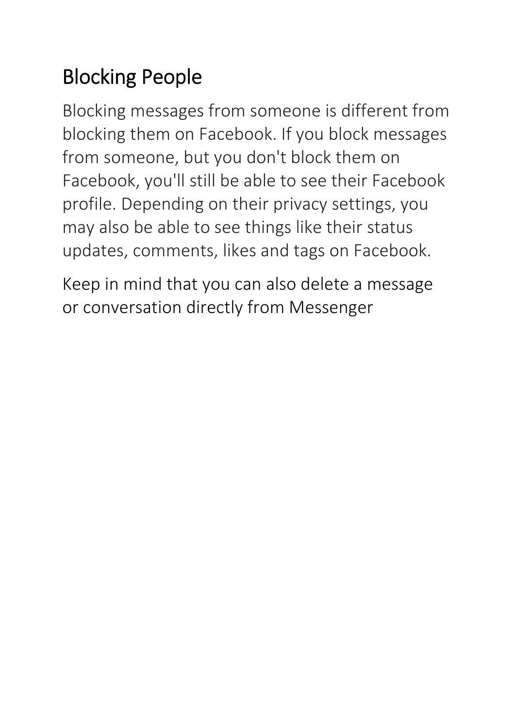## Blocking People

Blocking messages from someone is different from blocking them on Facebook. If you block messages from someone, but you don't block them on Facebook, you'll still be able to see their Facebook profile. Depending on their privacy settings, you may also be able to see things like their status updates, comments, likes and tags on Facebook.

Keep in mind that you can also delete a message or conversation directly from Messenger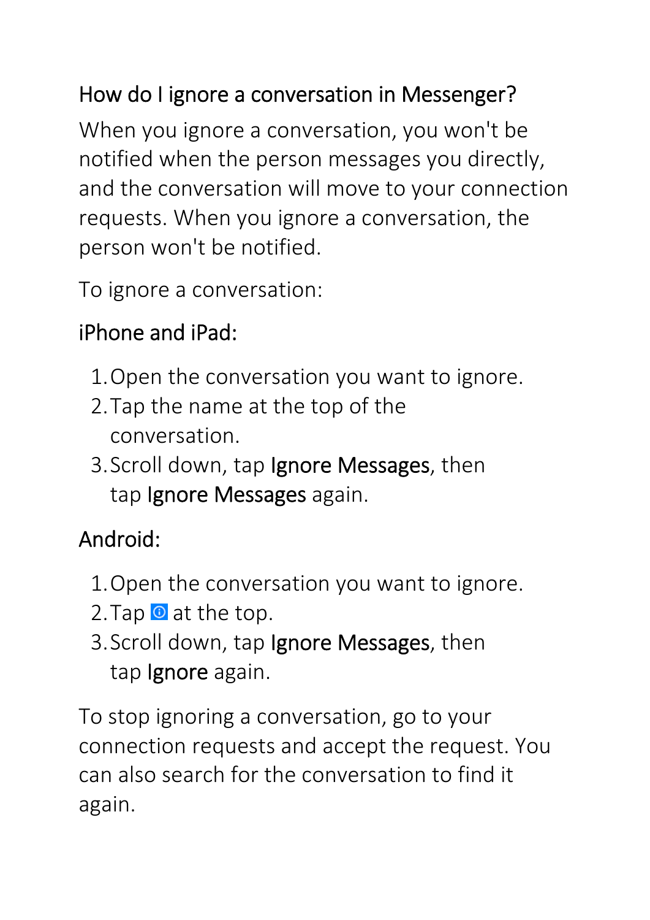## How do I ignore a conversation in Messenger?

When you ignore a conversation, you won't be notified when the person messages you directly, and the conversation will move to your connection requests. When you ignore a conversation, the person won't be notified.

To ignore a conversation:

### iPhone and iPad:

1. Open the conversation you want to ignore.
2. Tap the name at the top of the conversation.
3. Scroll down, tap **Ignore Messages**, then tap **Ignore Messages** again.

### Android:

1. Open the conversation you want to ignore.
2. Tap ⓘ at the top.
3. Scroll down, tap **Ignore Messages**, then tap **Ignore** again.

To stop ignoring a conversation, go to your connection requests and accept the request. You can also search for the conversation to find it again.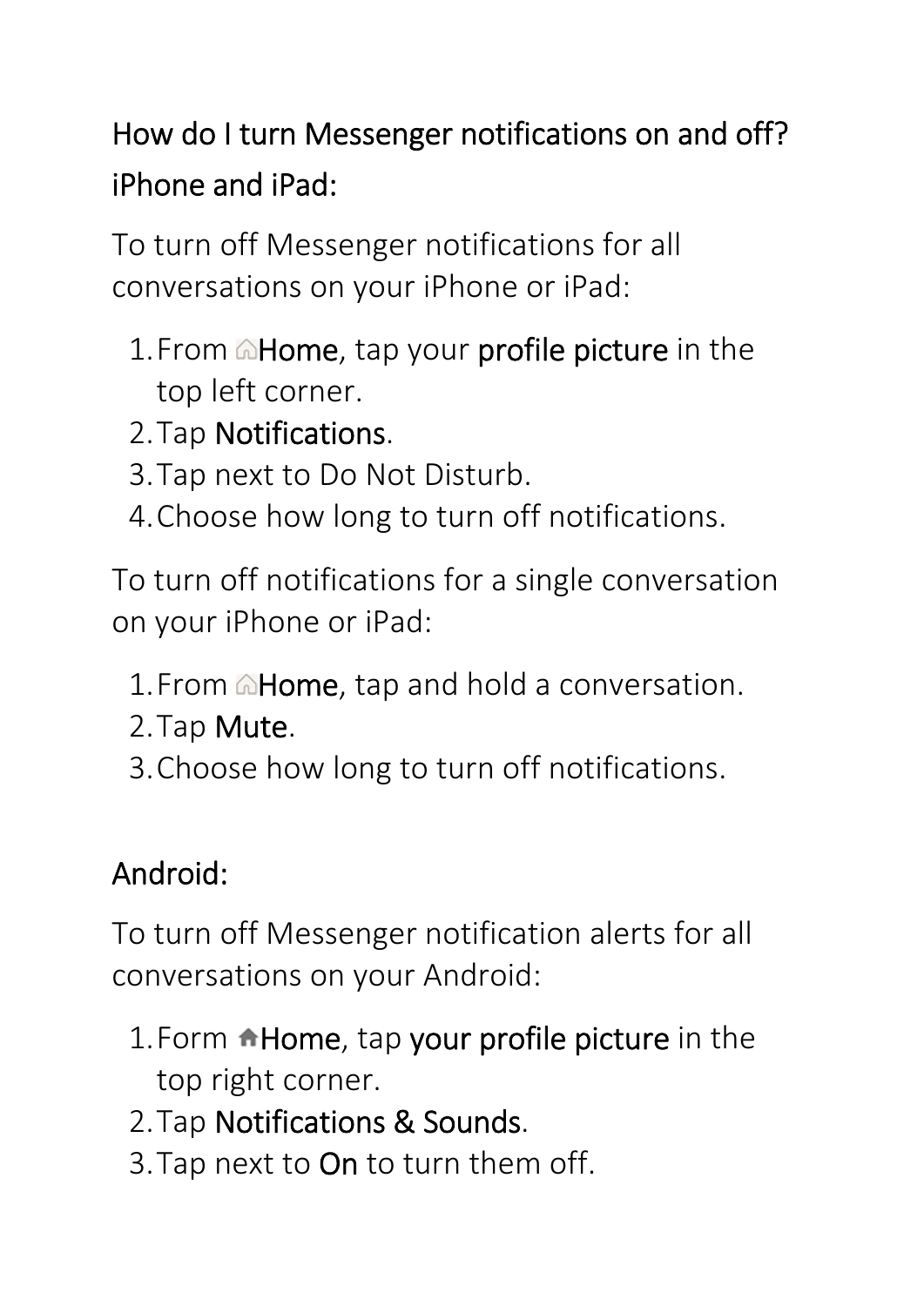## How do I turn Messenger notifications on and off?

### iPhone and iPad:

To turn off Messenger notifications for all conversations on your iPhone or iPad:

1. From Home, tap your profile picture in the top left corner.
2. Tap Notifications.
3. Tap next to Do Not Disturb.
4. Choose how long to turn off notifications.

To turn off notifications for a single conversation on your iPhone or iPad:

1. From Home, tap and hold a conversation.
2. Tap Mute.
3. Choose how long to turn off notifications.

### Android:

To turn off Messenger notification alerts for all conversations on your Android:

1. Form Home, tap your profile picture in the top right corner.
2. Tap Notifications & Sounds.
3. Tap next to On to turn them off.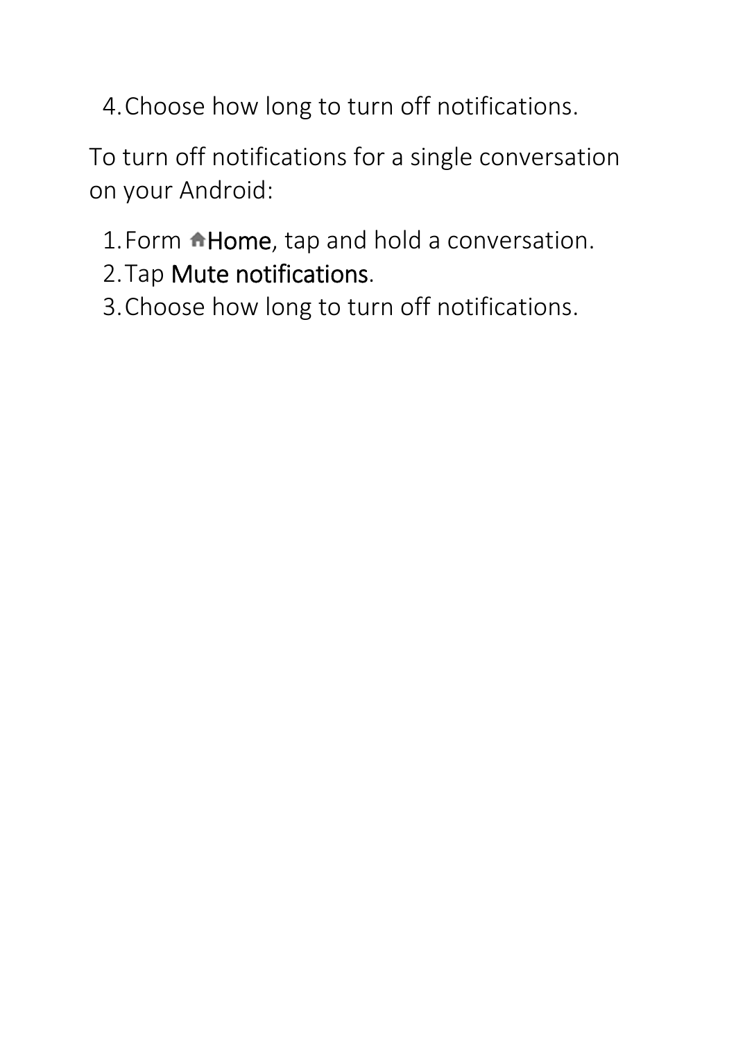4. Choose how long to turn off notifications.

To turn off notifications for a single conversation on your Android:

1. Form Home, tap and hold a conversation.
2. Tap Mute notifications.
3. Choose how long to turn off notifications.